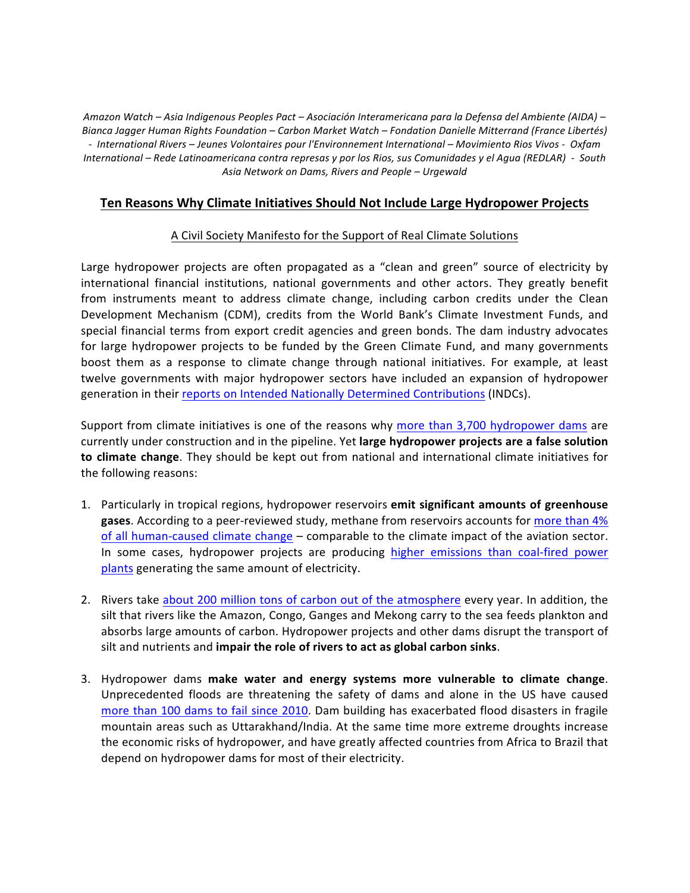*Amazon Watch – Asia Indigenous Peoples Pact – Asociación Interamericana para la Defensa del Ambiente (AIDA) – Bianca Jagger Human Rights Foundation – Carbon Market Watch – Fondation Danielle Mitterrand (France Libertés) - International Rivers – Jeunes Volontaires pour l'Environnement International – Movimiento Rios Vivos - Oxfam International – Rede Latinoamericana contra represas y por los Rios, sus Comunidades y el Agua (REDLAR) - South Asia Network on Dams, Rivers and People – Urgewald*

# Ten Reasons Why Climate Initiatives Should Not Include Large Hydropower Projects

## A Civil Society Manifesto for the Support of Real Climate Solutions

Large hydropower projects are often propagated as a "clean and green" source of electricity by international financial institutions, national governments and other actors. They greatly benefit from instruments meant to address climate change, including carbon credits under the Clean Development Mechanism (CDM), credits from the World Bank's Climate Investment Funds, and special financial terms from export credit agencies and green bonds. The dam industry advocates for large hydropower projects to be funded by the Green Climate Fund, and many governments boost them as a response to climate change through national initiatives. For example, at least twelve governments with major hydropower sectors have included an expansion of hydropower generation in their reports on Intended Nationally Determined Contributions (INDCs).

Support from climate initiatives is one of the reasons why more than 3,700 hydropower dams are currently under construction and in the pipeline. Yet **large hydropower projects are a false solution to climate change**. They should be kept out from national and international climate initiatives for the following reasons:

1. Particularly in tropical regions, hydropower reservoirs **emit significant amounts of greenhouse gases**. According to a peer-reviewed study, methane from reservoirs accounts for more than 4% of all human-caused climate change – comparable to the climate impact of the aviation sector. In some cases, hydropower projects are producing higher emissions than coal-fired power plants generating the same amount of electricity.

2. Rivers take about 200 million tons of carbon out of the atmosphere every year. In addition, the silt that rivers like the Amazon, Congo, Ganges and Mekong carry to the sea feeds plankton and absorbs large amounts of carbon. Hydropower projects and other dams disrupt the transport of silt and nutrients and **impair the role of rivers to act as global carbon sinks**.

3. Hydropower dams **make water and energy systems more vulnerable to climate change**. Unprecedented floods are threatening the safety of dams and alone in the US have caused more than 100 dams to fail since 2010. Dam building has exacerbated flood disasters in fragile mountain areas such as Uttarakhand/India. At the same time more extreme droughts increase the economic risks of hydropower, and have greatly affected countries from Africa to Brazil that depend on hydropower dams for most of their electricity.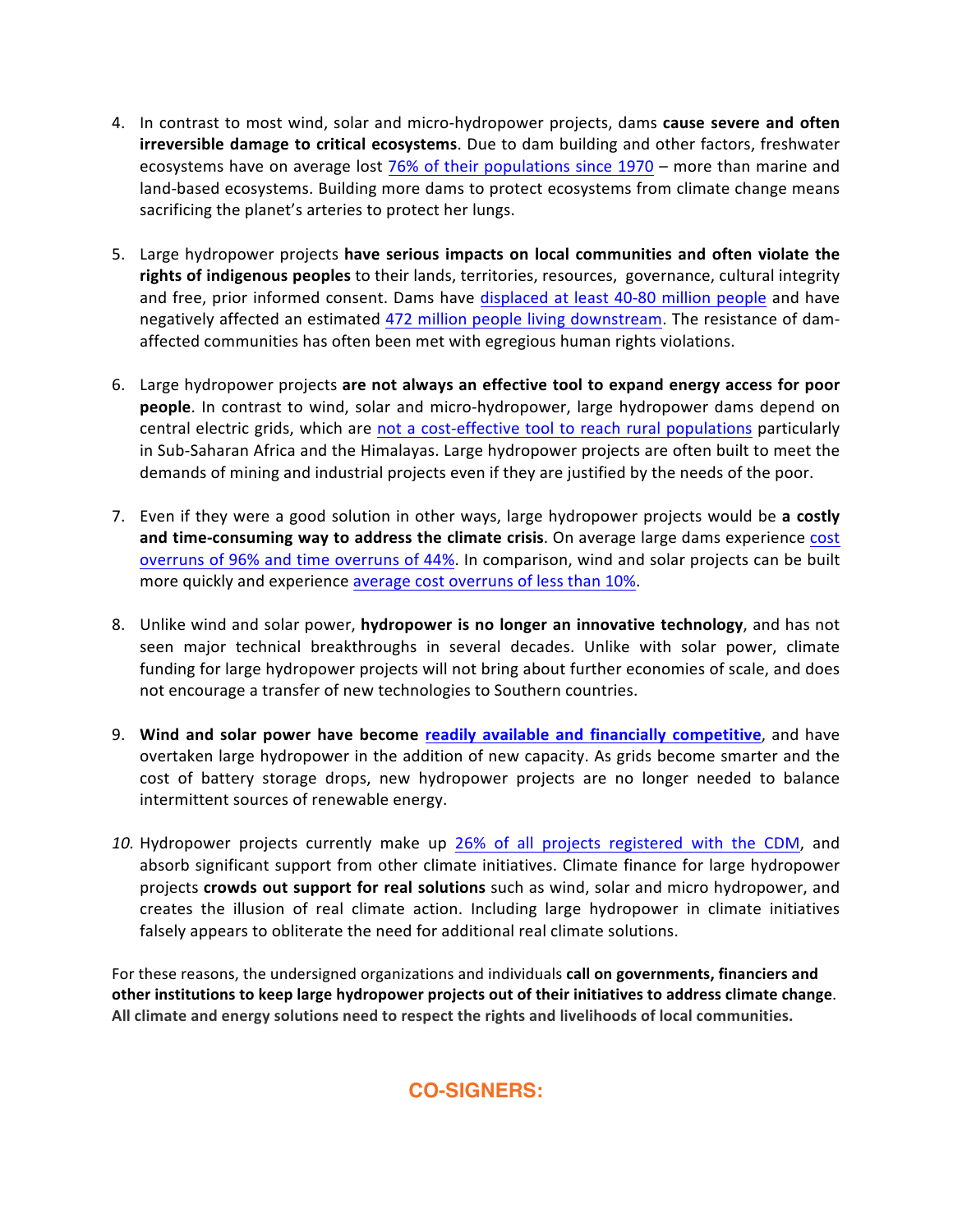4. In contrast to most wind, solar and micro-hydropower projects, dams **cause severe and often irreversible damage to critical ecosystems**. Due to dam building and other factors, freshwater ecosystems have on average lost 76% of their populations since 1970 – more than marine and land-based ecosystems. Building more dams to protect ecosystems from climate change means sacrificing the planet's arteries to protect her lungs.

5. Large hydropower projects **have serious impacts on local communities and often violate the rights of indigenous peoples** to their lands, territories, resources, governance, cultural integrity and free, prior informed consent. Dams have displaced at least 40-80 million people and have negatively affected an estimated 472 million people living downstream. The resistance of dam-affected communities has often been met with egregious human rights violations.

6. Large hydropower projects **are not always an effective tool to expand energy access for poor people**. In contrast to wind, solar and micro-hydropower, large hydropower dams depend on central electric grids, which are not a cost-effective tool to reach rural populations particularly in Sub-Saharan Africa and the Himalayas. Large hydropower projects are often built to meet the demands of mining and industrial projects even if they are justified by the needs of the poor.

7. Even if they were a good solution in other ways, large hydropower projects would be **a costly and time-consuming way to address the climate crisis**. On average large dams experience cost overruns of 96% and time overruns of 44%. In comparison, wind and solar projects can be built more quickly and experience average cost overruns of less than 10%.

8. Unlike wind and solar power, **hydropower is no longer an innovative technology**, and has not seen major technical breakthroughs in several decades. Unlike with solar power, climate funding for large hydropower projects will not bring about further economies of scale, and does not encourage a transfer of new technologies to Southern countries.

9. **Wind and solar power have become readily available and financially competitive**, and have overtaken large hydropower in the addition of new capacity. As grids become smarter and the cost of battery storage drops, new hydropower projects are no longer needed to balance intermittent sources of renewable energy.

10. Hydropower projects currently make up 26% of all projects registered with the CDM, and absorb significant support from other climate initiatives. Climate finance for large hydropower projects **crowds out support for real solutions** such as wind, solar and micro hydropower, and creates the illusion of real climate action. Including large hydropower in climate initiatives falsely appears to obliterate the need for additional real climate solutions.

For these reasons, the undersigned organizations and individuals **call on governments, financiers and other institutions to keep large hydropower projects out of their initiatives to address climate change**. **All climate and energy solutions need to respect the rights and livelihoods of local communities.**

## CO-SIGNERS: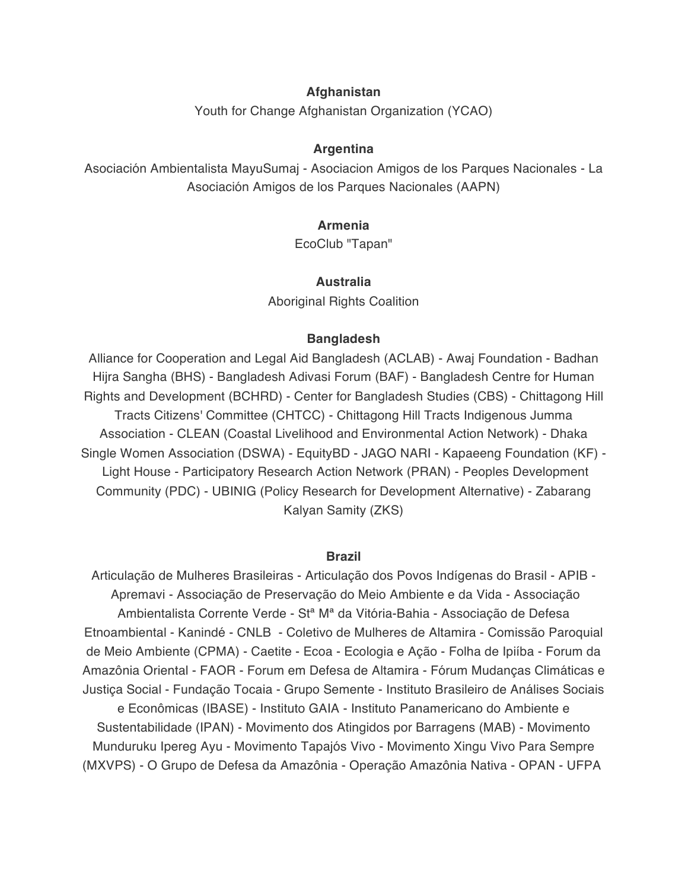**Afghanistan**

Youth for Change Afghanistan Organization (YCAO)

**Argentina**

Asociación Ambientalista MayuSumaj - Asociacion Amigos de los Parques Nacionales - La Asociación Amigos de los Parques Nacionales (AAPN)

**Armenia**

EcoClub "Tapan"

**Australia**

Aboriginal Rights Coalition

**Bangladesh**

Alliance for Cooperation and Legal Aid Bangladesh (ACLAB) - Awaj Foundation - Badhan Hijra Sangha (BHS) - Bangladesh Adivasi Forum (BAF) - Bangladesh Centre for Human Rights and Development (BCHRD) - Center for Bangladesh Studies (CBS) - Chittagong Hill Tracts Citizens' Committee (CHTCC) - Chittagong Hill Tracts Indigenous Jumma Association - CLEAN (Coastal Livelihood and Environmental Action Network) - Dhaka Single Women Association (DSWA) - EquityBD - JAGO NARI - Kapaeeng Foundation (KF) - Light House - Participatory Research Action Network (PRAN) - Peoples Development Community (PDC) - UBINIG (Policy Research for Development Alternative) - Zabarang Kalyan Samity (ZKS)

**Brazil**

Articulação de Mulheres Brasileiras - Articulação dos Povos Indígenas do Brasil - APIB - Apremavi - Associação de Preservação do Meio Ambiente e da Vida - Associação Ambientalista Corrente Verde - Stª Mª da Vitória-Bahia - Associação de Defesa Etnoambiental - Kanindé - CNLB - Coletivo de Mulheres de Altamira - Comissão Paroquial de Meio Ambiente (CPMA) - Caetite - Ecoa - Ecologia e Ação - Folha de Ipiíba - Forum da Amazônia Oriental - FAOR - Forum em Defesa de Altamira - Fórum Mudanças Climáticas e Justiça Social - Fundação Tocaia - Grupo Semente - Instituto Brasileiro de Análises Sociais e Econômicas (IBASE) - Instituto GAIA - Instituto Panamericano do Ambiente e Sustentabilidade (IPAN) - Movimento dos Atingidos por Barragens (MAB) - Movimento Munduruku Ipereg Ayu - Movimento Tapajós Vivo - Movimento Xingu Vivo Para Sempre (MXVPS) - O Grupo de Defesa da Amazônia - Operação Amazônia Nativa - OPAN - UFPA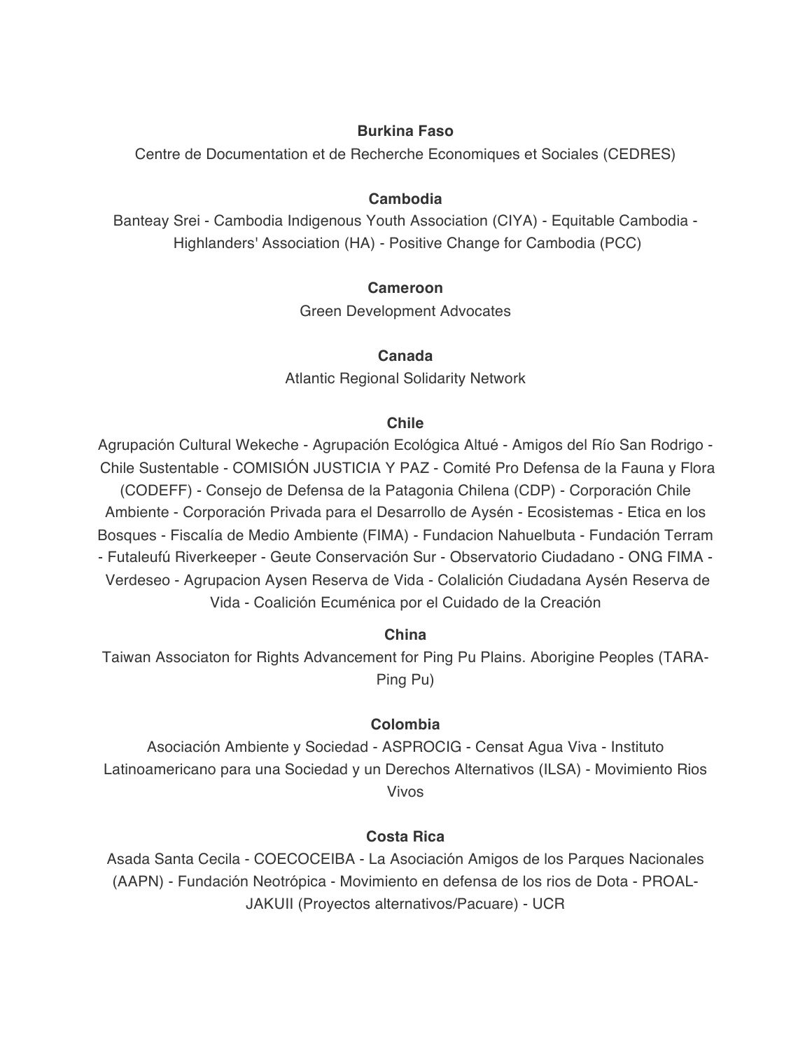**Burkina Faso**

Centre de Documentation et de Recherche Economiques et Sociales (CEDRES)

**Cambodia**

Banteay Srei - Cambodia Indigenous Youth Association (CIYA) - Equitable Cambodia - Highlanders' Association (HA) - Positive Change for Cambodia (PCC)

**Cameroon**

Green Development Advocates

**Canada**

Atlantic Regional Solidarity Network

**Chile**

Agrupación Cultural Wekeche - Agrupación Ecológica Altué - Amigos del Río San Rodrigo - Chile Sustentable - COMISIÓN JUSTICIA Y PAZ - Comité Pro Defensa de la Fauna y Flora (CODEFF) - Consejo de Defensa de la Patagonia Chilena (CDP) - Corporación Chile Ambiente - Corporación Privada para el Desarrollo de Aysén - Ecosistemas - Etica en los Bosques - Fiscalía de Medio Ambiente (FIMA) - Fundacion Nahuelbuta - Fundación Terram - Futaleufú Riverkeeper - Geute Conservación Sur - Observatorio Ciudadano - ONG FIMA - Verdeseo - Agrupacion Aysen Reserva de Vida - Colalición Ciudadana Aysén Reserva de Vida - Coalición Ecuménica por el Cuidado de la Creación

**China**

Taiwan Associaton for Rights Advancement for Ping Pu Plains. Aborigine Peoples (TARA-Ping Pu)

**Colombia**

Asociación Ambiente y Sociedad - ASPROCIG - Censat Agua Viva - Instituto Latinoamericano para una Sociedad y un Derechos Alternativos (ILSA) - Movimiento Rios Vivos

**Costa Rica**

Asada Santa Cecila - COECOCEIBA - La Asociación Amigos de los Parques Nacionales (AAPN) - Fundación Neotrópica - Movimiento en defensa de los rios de Dota - PROAL-JAKUII (Proyectos alternativos/Pacuare) - UCR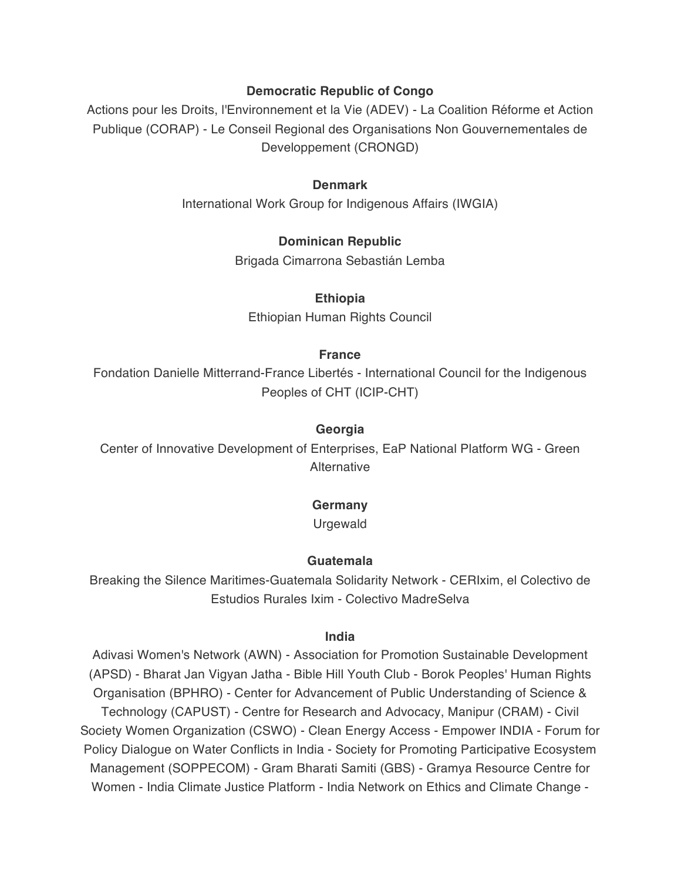**Democratic Republic of Congo**

Actions pour les Droits, l'Environnement et la Vie (ADEV) - La Coalition Réforme et Action Publique (CORAP) - Le Conseil Regional des Organisations Non Gouvernementales de Developpement (CRONGD)

**Denmark**

International Work Group for Indigenous Affairs (IWGIA)

**Dominican Republic**

Brigada Cimarrona Sebastián Lemba

**Ethiopia**

Ethiopian Human Rights Council

**France**

Fondation Danielle Mitterrand-France Libertés - International Council for the Indigenous Peoples of CHT (ICIP-CHT)

**Georgia**

Center of Innovative Development of Enterprises, EaP National Platform WG - Green Alternative

**Germany**

Urgewald

**Guatemala**

Breaking the Silence Maritimes-Guatemala Solidarity Network - CERIxim, el Colectivo de Estudios Rurales Ixim - Colectivo MadreSelva

**India**

Adivasi Women's Network (AWN) - Association for Promotion Sustainable Development (APSD) - Bharat Jan Vigyan Jatha - Bible Hill Youth Club - Borok Peoples' Human Rights Organisation (BPHRO) - Center for Advancement of Public Understanding of Science & Technology (CAPUST) - Centre for Research and Advocacy, Manipur (CRAM) - Civil Society Women Organization (CSWO) - Clean Energy Access - Empower INDIA - Forum for Policy Dialogue on Water Conflicts in India - Society for Promoting Participative Ecosystem Management (SOPPECOM) - Gram Bharati Samiti (GBS) - Gramya Resource Centre for Women - India Climate Justice Platform - India Network on Ethics and Climate Change -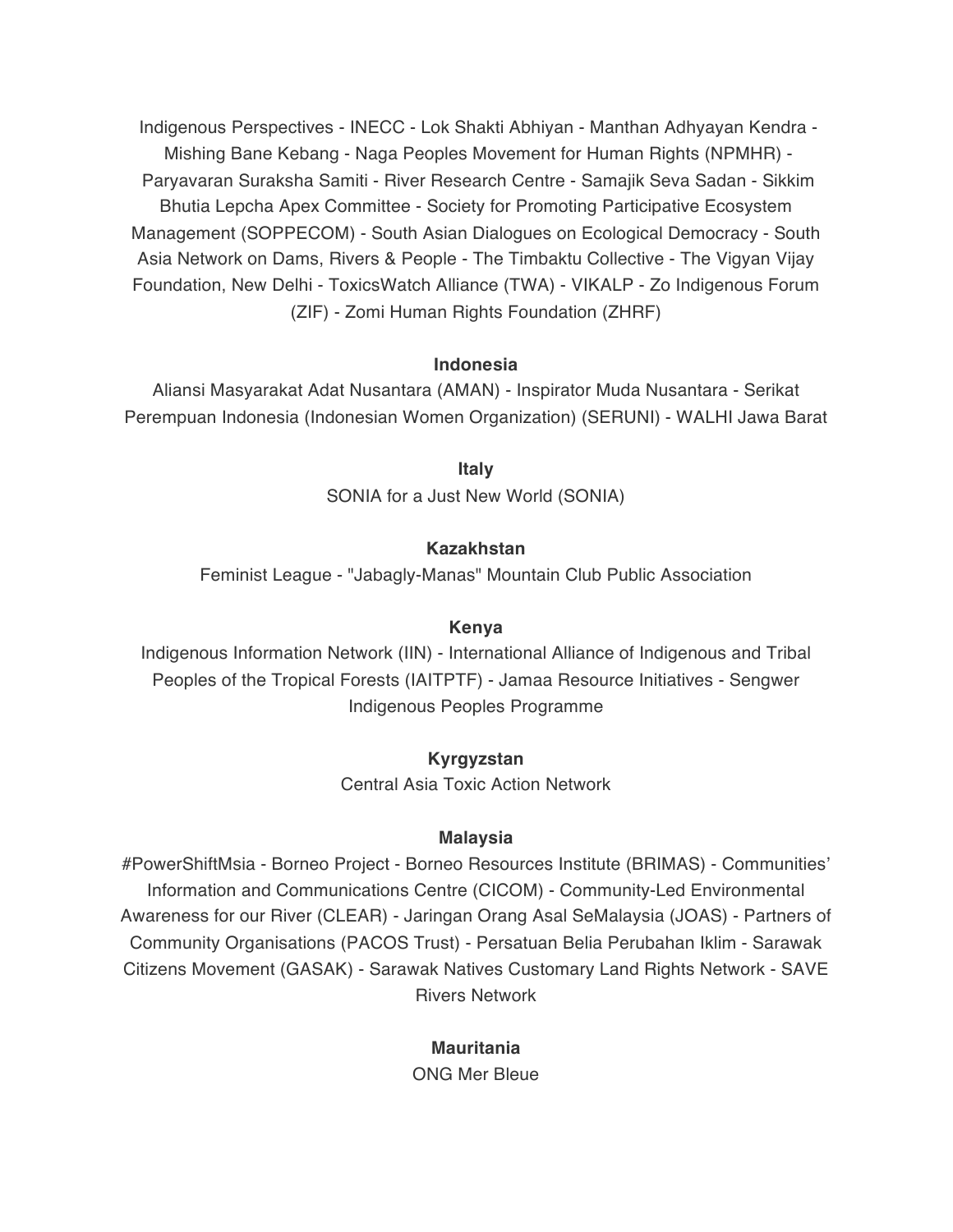Indigenous Perspectives - INECC - Lok Shakti Abhiyan - Manthan Adhyayan Kendra - Mishing Bane Kebang - Naga Peoples Movement for Human Rights (NPMHR) - Paryavaran Suraksha Samiti - River Research Centre - Samajik Seva Sadan - Sikkim Bhutia Lepcha Apex Committee - Society for Promoting Participative Ecosystem Management (SOPPECOM) - South Asian Dialogues on Ecological Democracy - South Asia Network on Dams, Rivers & People - The Timbaktu Collective - The Vigyan Vijay Foundation, New Delhi - ToxicsWatch Alliance (TWA) - VIKALP - Zo Indigenous Forum (ZIF) - Zomi Human Rights Foundation (ZHRF)

**Indonesia**

Aliansi Masyarakat Adat Nusantara (AMAN) - Inspirator Muda Nusantara - Serikat Perempuan Indonesia (Indonesian Women Organization) (SERUNI) - WALHI Jawa Barat

**Italy**

SONIA for a Just New World (SONIA)

**Kazakhstan**

Feminist League - "Jabagly-Manas" Mountain Club Public Association

**Kenya**

Indigenous Information Network (IIN) - International Alliance of Indigenous and Tribal Peoples of the Tropical Forests (IAITPTF) - Jamaa Resource Initiatives - Sengwer Indigenous Peoples Programme

**Kyrgyzstan**

Central Asia Toxic Action Network

**Malaysia**

#PowerShiftMsia - Borneo Project - Borneo Resources Institute (BRIMAS) - Communities' Information and Communications Centre (CICOM) - Community-Led Environmental Awareness for our River (CLEAR) - Jaringan Orang Asal SeMalaysia (JOAS) - Partners of Community Organisations (PACOS Trust) - Persatuan Belia Perubahan Iklim - Sarawak Citizens Movement (GASAK) - Sarawak Natives Customary Land Rights Network - SAVE Rivers Network

**Mauritania**

ONG Mer Bleue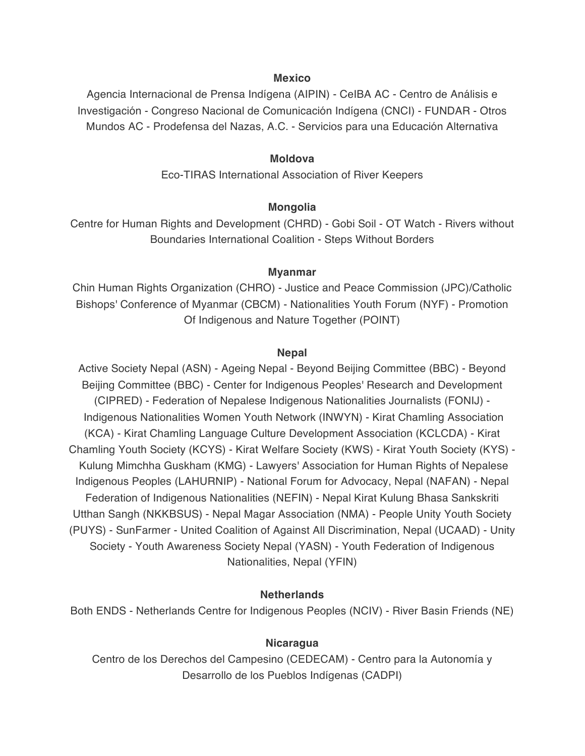**Mexico**

Agencia Internacional de Prensa Indígena (AIPIN) - CeIBA AC - Centro de Análisis e Investigación - Congreso Nacional de Comunicación Indígena (CNCI) - FUNDAR - Otros Mundos AC - Prodefensa del Nazas, A.C. - Servicios para una Educación Alternativa

**Moldova**

Eco-TIRAS International Association of River Keepers

**Mongolia**

Centre for Human Rights and Development (CHRD) - Gobi Soil - OT Watch - Rivers without Boundaries International Coalition - Steps Without Borders

**Myanmar**

Chin Human Rights Organization (CHRO) - Justice and Peace Commission (JPC)/Catholic Bishops' Conference of Myanmar (CBCM) - Nationalities Youth Forum (NYF) - Promotion Of Indigenous and Nature Together (POINT)

**Nepal**

Active Society Nepal (ASN) - Ageing Nepal - Beyond Beijing Committee (BBC) - Beyond Beijing Committee (BBC) - Center for Indigenous Peoples' Research and Development (CIPRED) - Federation of Nepalese Indigenous Nationalities Journalists (FONIJ) - Indigenous Nationalities Women Youth Network (INWYN) - Kirat Chamling Association (KCA) - Kirat Chamling Language Culture Development Association (KCLCDA) - Kirat Chamling Youth Society (KCYS) - Kirat Welfare Society (KWS) - Kirat Youth Society (KYS) - Kulung Mimchha Guskham (KMG) - Lawyers' Association for Human Rights of Nepalese Indigenous Peoples (LAHURNIP) - National Forum for Advocacy, Nepal (NAFAN) - Nepal Federation of Indigenous Nationalities (NEFIN) - Nepal Kirat Kulung Bhasa Sankskriti Utthan Sangh (NKKBSUS) - Nepal Magar Association (NMA) - People Unity Youth Society (PUYS) - SunFarmer - United Coalition of Against All Discrimination, Nepal (UCAAD) - Unity Society - Youth Awareness Society Nepal (YASN) - Youth Federation of Indigenous Nationalities, Nepal (YFIN)

**Netherlands**

Both ENDS - Netherlands Centre for Indigenous Peoples (NCIV) - River Basin Friends (NE)

**Nicaragua**

Centro de los Derechos del Campesino (CEDECAM) - Centro para la Autonomía y Desarrollo de los Pueblos Indígenas (CADPI)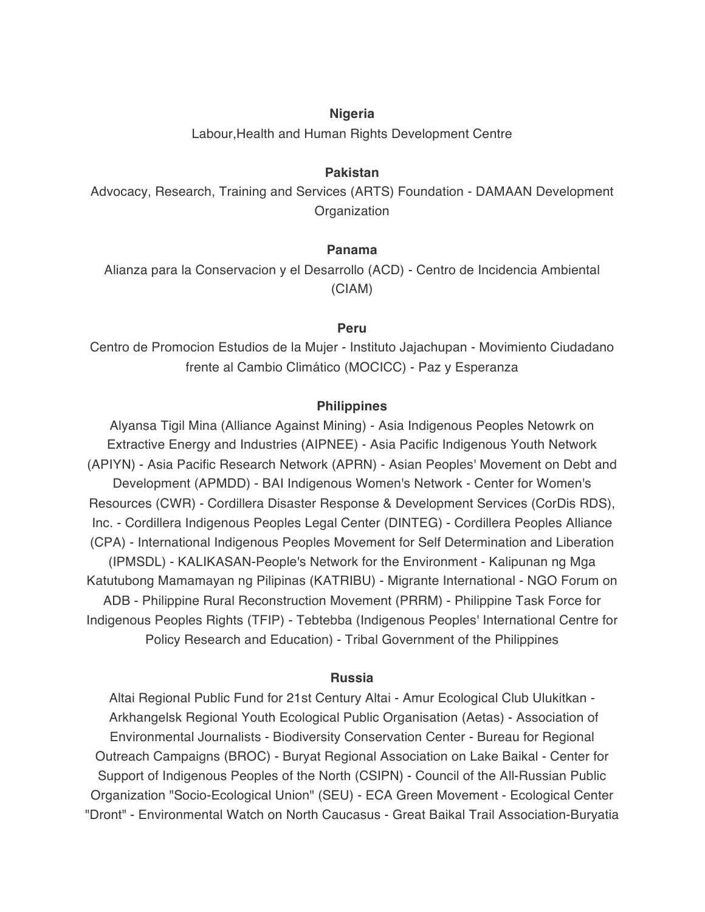**Nigeria**

Labour,Health and Human Rights Development Centre

**Pakistan**

Advocacy, Research, Training and Services (ARTS) Foundation - DAMAAN Development Organization

**Panama**

Alianza para la Conservacion y el Desarrollo (ACD) - Centro de Incidencia Ambiental (CIAM)

**Peru**

Centro de Promocion Estudios de la Mujer - Instituto Jajachupan - Movimiento Ciudadano frente al Cambio Climático (MOCICC) - Paz y Esperanza

**Philippines**

Alyansa Tigil Mina (Alliance Against Mining) - Asia Indigenous Peoples Netowrk on Extractive Energy and Industries (AIPNEE) - Asia Pacific Indigenous Youth Network (APIYN) - Asia Pacific Research Network (APRN) - Asian Peoples' Movement on Debt and Development (APMDD) - BAI Indigenous Women's Network - Center for Women's Resources (CWR) - Cordillera Disaster Response & Development Services (CorDis RDS), Inc. - Cordillera Indigenous Peoples Legal Center (DINTEG) - Cordillera Peoples Alliance (CPA) - International Indigenous Peoples Movement for Self Determination and Liberation (IPMSDL) - KALIKASAN-People's Network for the Environment - Kalipunan ng Mga Katutubong Mamamayan ng Pilipinas (KATRIBU) - Migrante International - NGO Forum on ADB - Philippine Rural Reconstruction Movement (PRRM) - Philippine Task Force for Indigenous Peoples Rights (TFIP) - Tebtebba (Indigenous Peoples' International Centre for Policy Research and Education) - Tribal Government of the Philippines

**Russia**

Altai Regional Public Fund for 21st Century Altai - Amur Ecological Club Ulukitkan - Arkhangelsk Regional Youth Ecological Public Organisation (Aetas) - Association of Environmental Journalists - Biodiversity Conservation Center - Bureau for Regional Outreach Campaigns (BROC) - Buryat Regional Association on Lake Baikal - Center for Support of Indigenous Peoples of the North (CSIPN) - Council of the All-Russian Public Organization "Socio-Ecological Union" (SEU) - ECA Green Movement - Ecological Center "Dront" - Environmental Watch on North Caucasus - Great Baikal Trail Association-Buryatia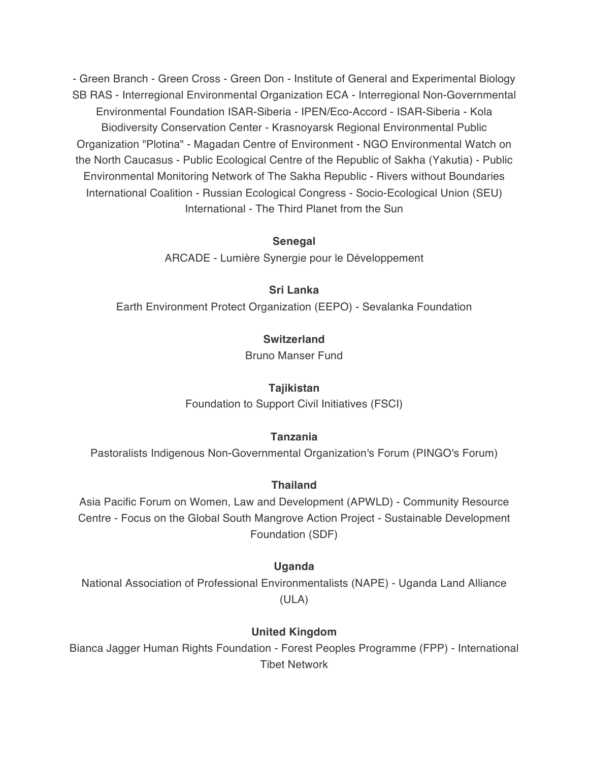- Green Branch - Green Cross - Green Don - Institute of General and Experimental Biology SB RAS - Interregional Environmental Organization ECA - Interregional Non-Governmental Environmental Foundation ISAR-Siberia - IPEN/Eco-Accord - ISAR-Siberia - Kola Biodiversity Conservation Center - Krasnoyarsk Regional Environmental Public Organization "Plotina" - Magadan Centre of Environment - NGO Environmental Watch on the North Caucasus - Public Ecological Centre of the Republic of Sakha (Yakutia) - Public Environmental Monitoring Network of The Sakha Republic - Rivers without Boundaries International Coalition - Russian Ecological Congress - Socio-Ecological Union (SEU) International - The Third Planet from the Sun

**Senegal**

ARCADE - Lumière Synergie pour le Développement

**Sri Lanka**

Earth Environment Protect Organization (EEPO) - Sevalanka Foundation

**Switzerland**

Bruno Manser Fund

**Tajikistan**

Foundation to Support Civil Initiatives (FSCI)

**Tanzania**

Pastoralists Indigenous Non-Governmental Organization's Forum (PINGO's Forum)

**Thailand**

Asia Pacific Forum on Women, Law and Development (APWLD) - Community Resource Centre - Focus on the Global South Mangrove Action Project - Sustainable Development Foundation (SDF)

**Uganda**

National Association of Professional Environmentalists (NAPE) - Uganda Land Alliance (ULA)

**United Kingdom**

Bianca Jagger Human Rights Foundation - Forest Peoples Programme (FPP) - International Tibet Network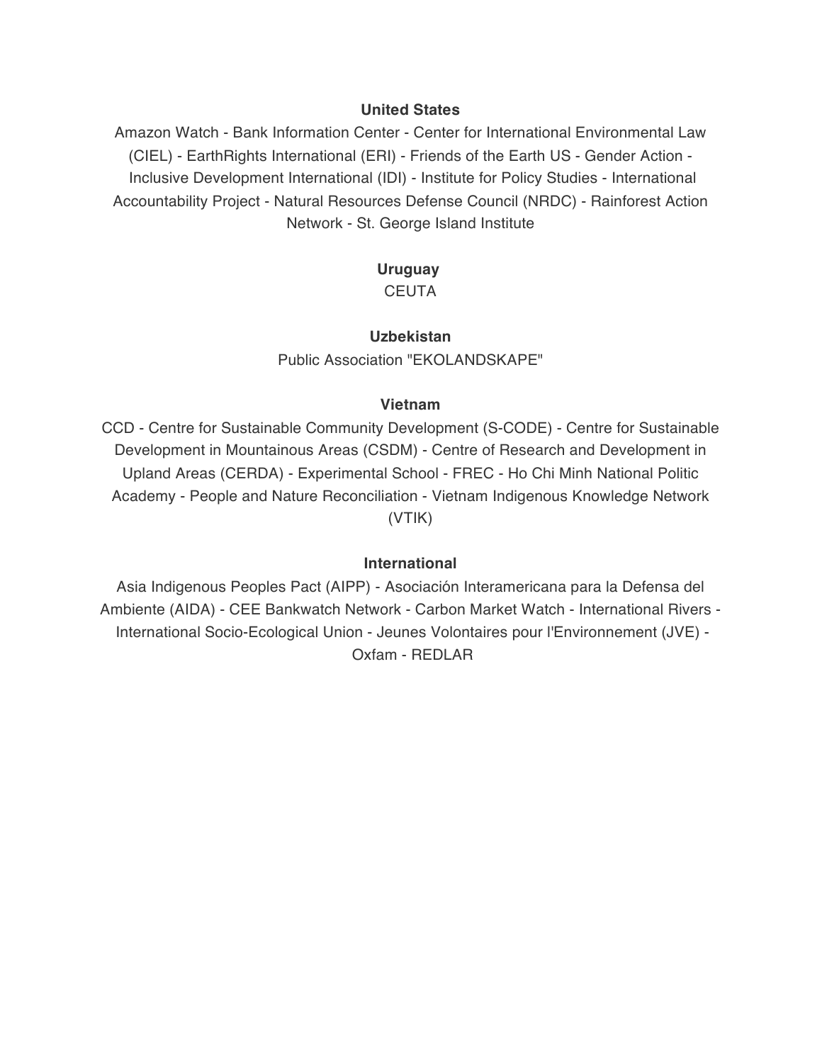**United States**

Amazon Watch - Bank Information Center - Center for International Environmental Law (CIEL) - EarthRights International (ERI) - Friends of the Earth US - Gender Action - Inclusive Development International (IDI) - Institute for Policy Studies - International Accountability Project - Natural Resources Defense Council (NRDC) - Rainforest Action Network - St. George Island Institute

**Uruguay**

CEUTA

**Uzbekistan**

Public Association "EKOLANDSKAPE"

**Vietnam**

CCD - Centre for Sustainable Community Development (S-CODE) - Centre for Sustainable Development in Mountainous Areas (CSDM) - Centre of Research and Development in Upland Areas (CERDA) - Experimental School - FREC - Ho Chi Minh National Politic Academy - People and Nature Reconciliation - Vietnam Indigenous Knowledge Network (VTIK)

**International**

Asia Indigenous Peoples Pact (AIPP) - Asociación Interamericana para la Defensa del Ambiente (AIDA) - CEE Bankwatch Network - Carbon Market Watch - International Rivers - International Socio-Ecological Union - Jeunes Volontaires pour l'Environnement (JVE) - Oxfam - REDLAR